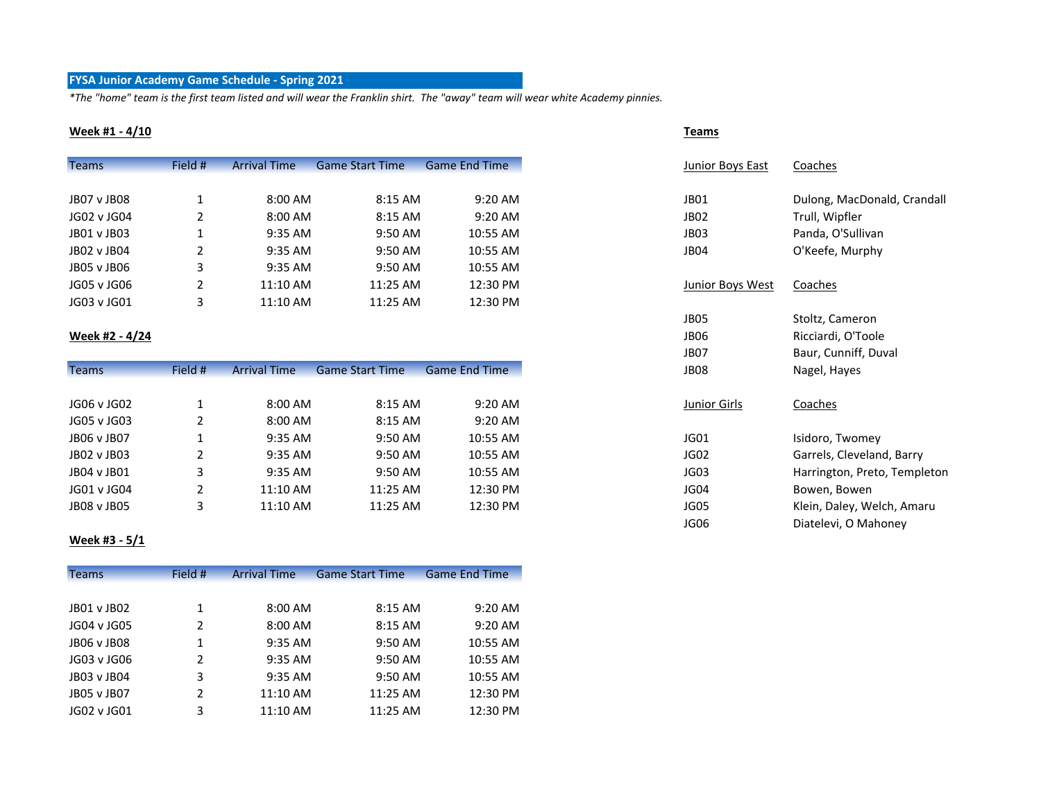# FYSA Junior Academy Game Schedule - Spring 2021

*\*The "home" team is the first listed and will wear the Franklin shirt. The "away" team will wear white Academy pinnies.*

## Week #1 - 4/10

| Teams | Field # | Arrival Time | Game Start Time | Game End Time |
|---|---|---|---|---|
| JB07 v JB08 | 1 | 8:00 AM | 8:15 AM | 9:20 AM |
| JG02 v JG04 | 2 | 8:00 AM | 8:15 AM | 9:20 AM |
| JB01 v JB03 | 1 | 9:35 AM | 9:50 AM | 10:55 AM |
| JB02 v JB04 | 2 | 9:35 AM | 9:50 AM | 10:55 AM |
| JB05 v JB06 | 3 | 9:35 AM | 9:50 AM | 10:55 AM |
| JG05 v JG06 | 2 | 11:10 AM | 11:25 AM | 12:30 PM |
| JG03 v JG01 | 3 | 11:10 AM | 11:25 AM | 12:30 PM |

## Week #2 - 4/24

| Teams | Field # | Arrival Time | Game Start Time | Game End Time |
|---|---|---|---|---|
| JG06 v JG02 | 1 | 8:00 AM | 8:15 AM | 9:20 AM |
| JG05 v JG03 | 2 | 8:00 AM | 8:15 AM | 9:20 AM |
| JB06 v JB07 | 1 | 9:35 AM | 9:50 AM | 10:55 AM |
| JB02 v JB03 | 2 | 9:35 AM | 9:50 AM | 10:55 AM |
| JB04 v JB01 | 3 | 9:35 AM | 9:50 AM | 10:55 AM |
| JG01 v JG04 | 2 | 11:10 AM | 11:25 AM | 12:30 PM |
| JB08 v JB05 | 3 | 11:10 AM | 11:25 AM | 12:30 PM |

## Week #3 - 5/1

| Teams | Field # | Arrival Time | Game Start Time | Game End Time |
|---|---|---|---|---|
| JB01 v JB02 | 1 | 8:00 AM | 8:15 AM | 9:20 AM |
| JG04 v JG05 | 2 | 8:00 AM | 8:15 AM | 9:20 AM |
| JB06 v JB08 | 1 | 9:35 AM | 9:50 AM | 10:55 AM |
| JG03 v JG06 | 2 | 9:35 AM | 9:50 AM | 10:55 AM |
| JB03 v JB04 | 3 | 9:35 AM | 9:50 AM | 10:55 AM |
| JB05 v JB07 | 2 | 11:10 AM | 11:25 AM | 12:30 PM |
| JG02 v JG01 | 3 | 11:10 AM | 11:25 AM | 12:30 PM |

## Teams

| Junior Boys East | Coaches |
|---|---|
| JB01 | Dulong, MacDonald, Crandall |
| JB02 | Trull, Wipfler |
| JB03 | Panda, O'Sullivan |
| JB04 | O'Keefe, Murphy |

| Junior Boys West | Coaches |
|---|---|
| JB05 | Stoltz, Cameron |
| JB06 | Ricciardi, O'Toole |
| JB07 | Baur, Cunniff, Duval |
| JB08 | Nagel, Hayes |

| Junior Girls | Coaches |
|---|---|
| JG01 | Isidoro, Twomey |
| JG02 | Garrels, Cleveland, Barry |
| JG03 | Harrington, Preto, Templeton |
| JG04 | Bowen, Bowen |
| JG05 | Klein, Daley, Welch, Amaru |
| JG06 | Diatelevi, O Mahoney |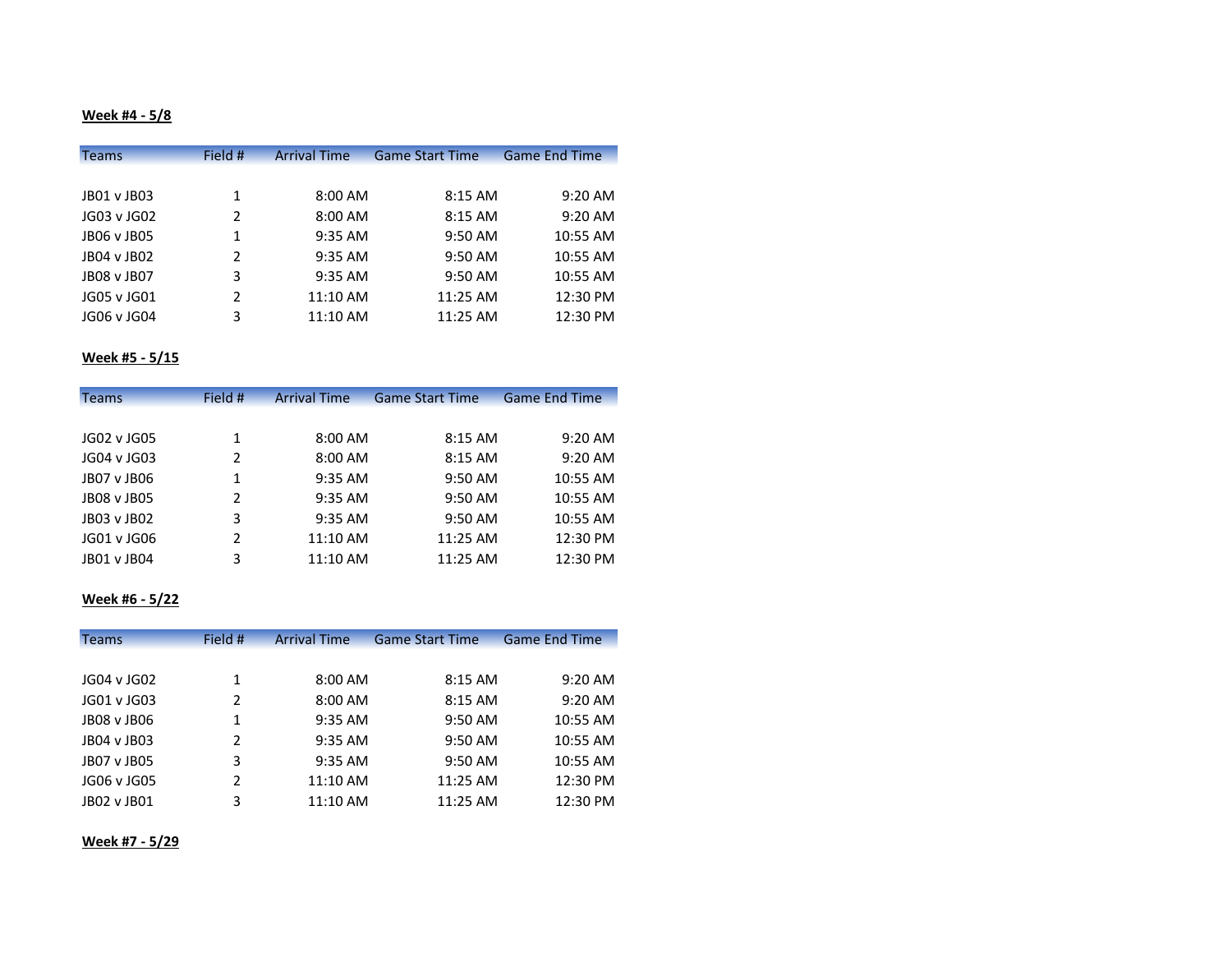**Week #4 - 5/8**

| Teams | Field # | Arrival Time | Game Start Time | Game End Time |
|---|---|---|---|---|
| JB01 v JB03 | 1 | 8:00 AM | 8:15 AM | 9:20 AM |
| JG03 v JG02 | 2 | 8:00 AM | 8:15 AM | 9:20 AM |
| JB06 v JB05 | 1 | 9:35 AM | 9:50 AM | 10:55 AM |
| JB04 v JB02 | 2 | 9:35 AM | 9:50 AM | 10:55 AM |
| JB08 v JB07 | 3 | 9:35 AM | 9:50 AM | 10:55 AM |
| JG05 v JG01 | 2 | 11:10 AM | 11:25 AM | 12:30 PM |
| JG06 v JG04 | 3 | 11:10 AM | 11:25 AM | 12:30 PM |

**Week #5 - 5/15**

| Teams | Field # | Arrival Time | Game Start Time | Game End Time |
|---|---|---|---|---|
| JG02 v JG05 | 1 | 8:00 AM | 8:15 AM | 9:20 AM |
| JG04 v JG03 | 2 | 8:00 AM | 8:15 AM | 9:20 AM |
| JB07 v JB06 | 1 | 9:35 AM | 9:50 AM | 10:55 AM |
| JB08 v JB05 | 2 | 9:35 AM | 9:50 AM | 10:55 AM |
| JB03 v JB02 | 3 | 9:35 AM | 9:50 AM | 10:55 AM |
| JG01 v JG06 | 2 | 11:10 AM | 11:25 AM | 12:30 PM |
| JB01 v JB04 | 3 | 11:10 AM | 11:25 AM | 12:30 PM |

**Week #6 - 5/22**

| Teams | Field # | Arrival Time | Game Start Time | Game End Time |
|---|---|---|---|---|
| JG04 v JG02 | 1 | 8:00 AM | 8:15 AM | 9:20 AM |
| JG01 v JG03 | 2 | 8:00 AM | 8:15 AM | 9:20 AM |
| JB08 v JB06 | 1 | 9:35 AM | 9:50 AM | 10:55 AM |
| JB04 v JB03 | 2 | 9:35 AM | 9:50 AM | 10:55 AM |
| JB07 v JB05 | 3 | 9:35 AM | 9:50 AM | 10:55 AM |
| JG06 v JG05 | 2 | 11:10 AM | 11:25 AM | 12:30 PM |
| JB02 v JB01 | 3 | 11:10 AM | 11:25 AM | 12:30 PM |

**Week #7 - 5/29**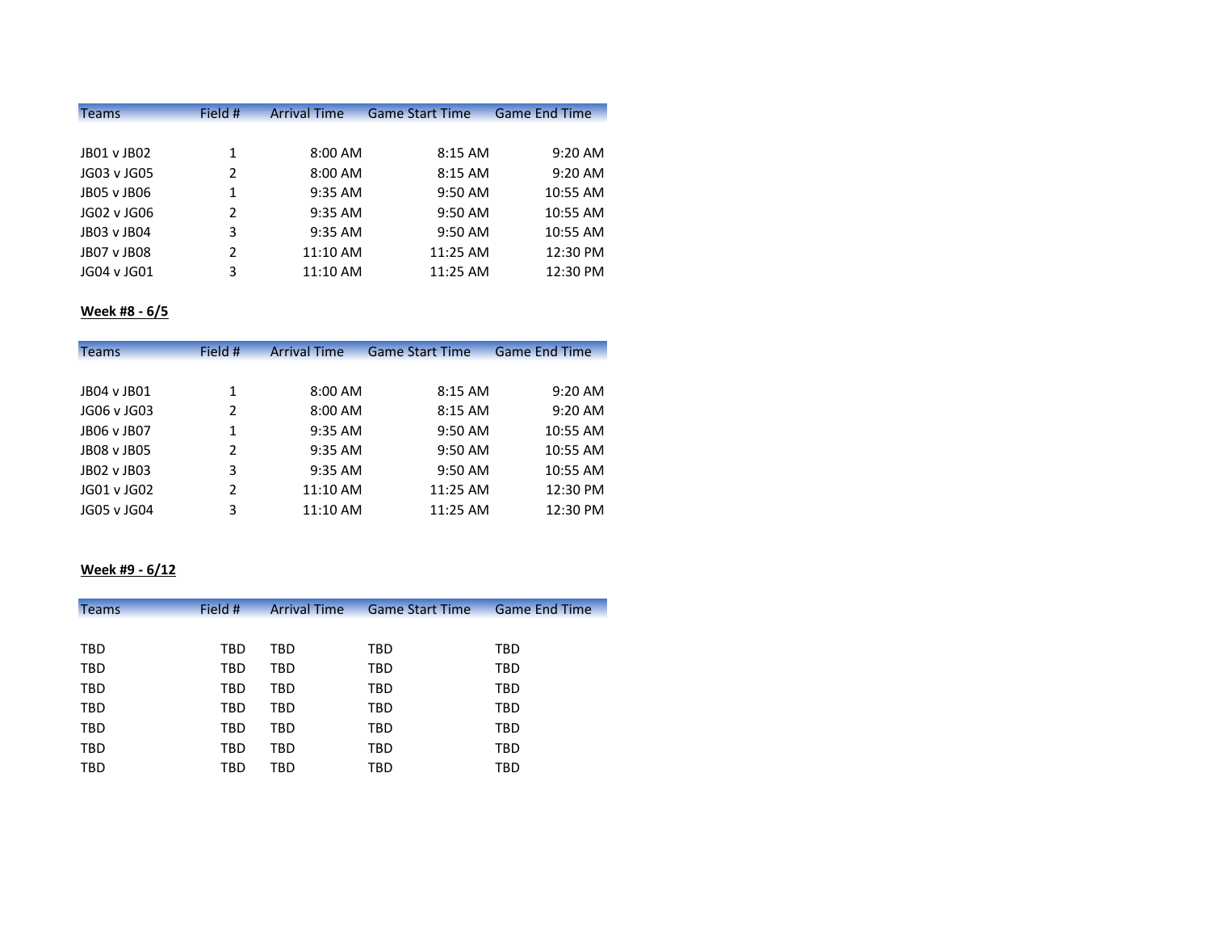| Teams | Field # | Arrival Time | Game Start Time | Game End Time |
|---|---|---|---|---|
| JB01 v JB02 | 1 | 8:00 AM | 8:15 AM | 9:20 AM |
| JG03 v JG05 | 2 | 8:00 AM | 8:15 AM | 9:20 AM |
| JB05 v JB06 | 1 | 9:35 AM | 9:50 AM | 10:55 AM |
| JG02 v JG06 | 2 | 9:35 AM | 9:50 AM | 10:55 AM |
| JB03 v JB04 | 3 | 9:35 AM | 9:50 AM | 10:55 AM |
| JB07 v JB08 | 2 | 11:10 AM | 11:25 AM | 12:30 PM |
| JG04 v JG01 | 3 | 11:10 AM | 11:25 AM | 12:30 PM |

**Week #8 - 6/5**

| Teams | Field # | Arrival Time | Game Start Time | Game End Time |
|---|---|---|---|---|
| JB04 v JB01 | 1 | 8:00 AM | 8:15 AM | 9:20 AM |
| JG06 v JG03 | 2 | 8:00 AM | 8:15 AM | 9:20 AM |
| JB06 v JB07 | 1 | 9:35 AM | 9:50 AM | 10:55 AM |
| JB08 v JB05 | 2 | 9:35 AM | 9:50 AM | 10:55 AM |
| JB02 v JB03 | 3 | 9:35 AM | 9:50 AM | 10:55 AM |
| JG01 v JG02 | 2 | 11:10 AM | 11:25 AM | 12:30 PM |
| JG05 v JG04 | 3 | 11:10 AM | 11:25 AM | 12:30 PM |

**Week #9 - 6/12**

| Teams | Field # | Arrival Time | Game Start Time | Game End Time |
|---|---|---|---|---|
| TBD | TBD | TBD | TBD | TBD |
| TBD | TBD | TBD | TBD | TBD |
| TBD | TBD | TBD | TBD | TBD |
| TBD | TBD | TBD | TBD | TBD |
| TBD | TBD | TBD | TBD | TBD |
| TBD | TBD | TBD | TBD | TBD |
| TBD | TBD | TBD | TBD | TBD |